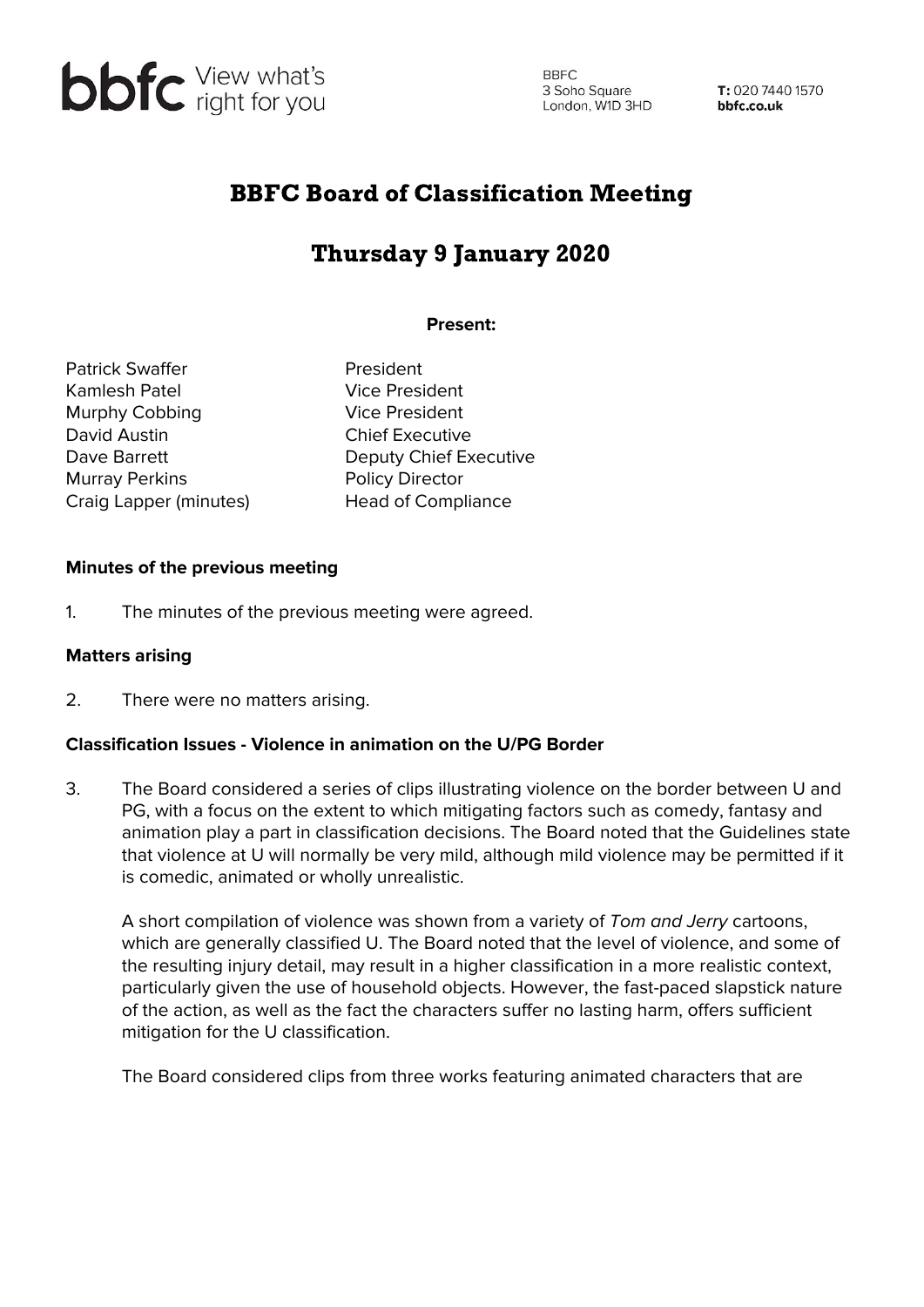# BBFC Board of Classification Meeting

## Thursday 9 January 2020

**Present:**

| | |
|---|---|
| Patrick Swaffer | President |
| Kamlesh Patel | Vice President |
| Murphy Cobbing | Vice President |
| David Austin | Chief Executive |
| Dave Barrett | Deputy Chief Executive |
| Murray Perkins | Policy Director |
| Craig Lapper (minutes) | Head of Compliance |

**Minutes of the previous meeting**

1. The minutes of the previous meeting were agreed.

**Matters arising**

2. There were no matters arising.

**Classification Issues - Violence in animation on the U/PG Border**

3. The Board considered a series of clips illustrating violence on the border between U and PG, with a focus on the extent to which mitigating factors such as comedy, fantasy and animation play a part in classification decisions. The Board noted that the Guidelines state that violence at U will normally be very mild, although mild violence may be permitted if it is comedic, animated or wholly unrealistic.

   A short compilation of violence was shown from a variety of *Tom and Jerry* cartoons, which are generally classified U. The Board noted that the level of violence, and some of the resulting injury detail, may result in a higher classification in a more realistic context, particularly given the use of household objects. However, the fast-paced slapstick nature of the action, as well as the fact the characters suffer no lasting harm, offers sufficient mitigation for the U classification.

   The Board considered clips from three works featuring animated characters that are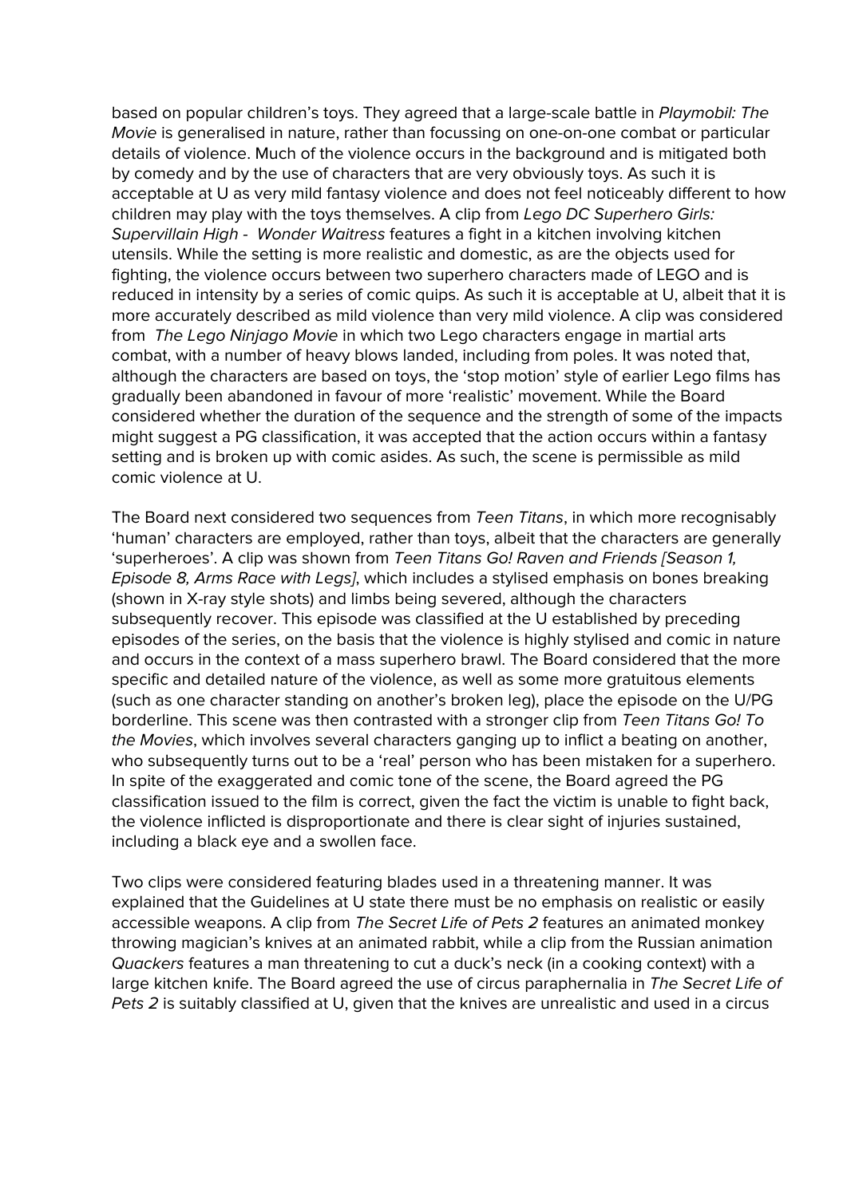based on popular children's toys. They agreed that a large-scale battle in *Playmobil: The Movie* is generalised in nature, rather than focussing on one-on-one combat or particular details of violence. Much of the violence occurs in the background and is mitigated both by comedy and by the use of characters that are very obviously toys. As such it is acceptable at U as very mild fantasy violence and does not feel noticeably different to how children may play with the toys themselves. A clip from *Lego DC Superhero Girls: Supervillain High - Wonder Waitress* features a fight in a kitchen involving kitchen utensils. While the setting is more realistic and domestic, as are the objects used for fighting, the violence occurs between two superhero characters made of LEGO and is reduced in intensity by a series of comic quips. As such it is acceptable at U, albeit that it is more accurately described as mild violence than very mild violence. A clip was considered from *The Lego Ninjago Movie* in which two Lego characters engage in martial arts combat, with a number of heavy blows landed, including from poles. It was noted that, although the characters are based on toys, the 'stop motion' style of earlier Lego films has gradually been abandoned in favour of more 'realistic' movement. While the Board considered whether the duration of the sequence and the strength of some of the impacts might suggest a PG classification, it was accepted that the action occurs within a fantasy setting and is broken up with comic asides. As such, the scene is permissible as mild comic violence at U.

The Board next considered two sequences from *Teen Titans*, in which more recognisably 'human' characters are employed, rather than toys, albeit that the characters are generally 'superheroes'. A clip was shown from *Teen Titans Go! Raven and Friends [Season 1, Episode 8, Arms Race with Legs]*, which includes a stylised emphasis on bones breaking (shown in X-ray style shots) and limbs being severed, although the characters subsequently recover. This episode was classified at the U established by preceding episodes of the series, on the basis that the violence is highly stylised and comic in nature and occurs in the context of a mass superhero brawl. The Board considered that the more specific and detailed nature of the violence, as well as some more gratuitous elements (such as one character standing on another's broken leg), place the episode on the U/PG borderline. This scene was then contrasted with a stronger clip from *Teen Titans Go! To the Movies*, which involves several characters ganging up to inflict a beating on another, who subsequently turns out to be a 'real' person who has been mistaken for a superhero. In spite of the exaggerated and comic tone of the scene, the Board agreed the PG classification issued to the film is correct, given the fact the victim is unable to fight back, the violence inflicted is disproportionate and there is clear sight of injuries sustained, including a black eye and a swollen face.

Two clips were considered featuring blades used in a threatening manner. It was explained that the Guidelines at U state there must be no emphasis on realistic or easily accessible weapons. A clip from *The Secret Life of Pets 2* features an animated monkey throwing magician's knives at an animated rabbit, while a clip from the Russian animation *Quackers* features a man threatening to cut a duck's neck (in a cooking context) with a large kitchen knife. The Board agreed the use of circus paraphernalia in *The Secret Life of Pets 2* is suitably classified at U, given that the knives are unrealistic and used in a circus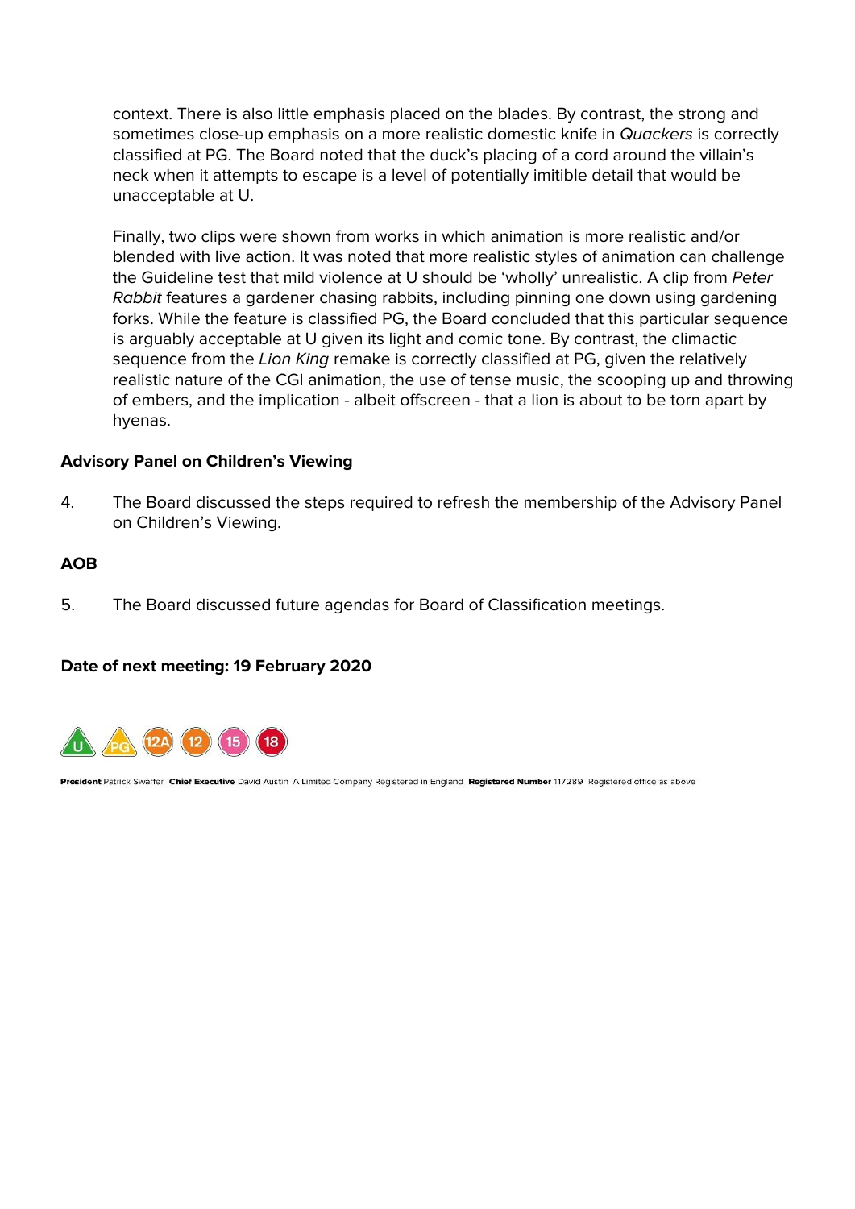context. There is also little emphasis placed on the blades. By contrast, the strong and sometimes close-up emphasis on a more realistic domestic knife in *Quackers* is correctly classified at PG. The Board noted that the duck's placing of a cord around the villain's neck when it attempts to escape is a level of potentially imitible detail that would be unacceptable at U.

Finally, two clips were shown from works in which animation is more realistic and/or blended with live action. It was noted that more realistic styles of animation can challenge the Guideline test that mild violence at U should be 'wholly' unrealistic. A clip from *Peter Rabbit* features a gardener chasing rabbits, including pinning one down using gardening forks. While the feature is classified PG, the Board concluded that this particular sequence is arguably acceptable at U given its light and comic tone. By contrast, the climactic sequence from the *Lion King* remake is correctly classified at PG, given the relatively realistic nature of the CGI animation, the use of tense music, the scooping up and throwing of embers, and the implication - albeit offscreen - that a lion is about to be torn apart by hyenas.

**Advisory Panel on Children's Viewing**

4. The Board discussed the steps required to refresh the membership of the Advisory Panel on Children's Viewing.

**AOB**

5. The Board discussed future agendas for Board of Classification meetings.

**Date of next meeting: 19 February 2020**

U PG 12A 12 15 18

**President** Patrick Swaffer **Chief Executive** David Austin A Limited Company Registered in England **Registered Number** 117289 Registered office as above